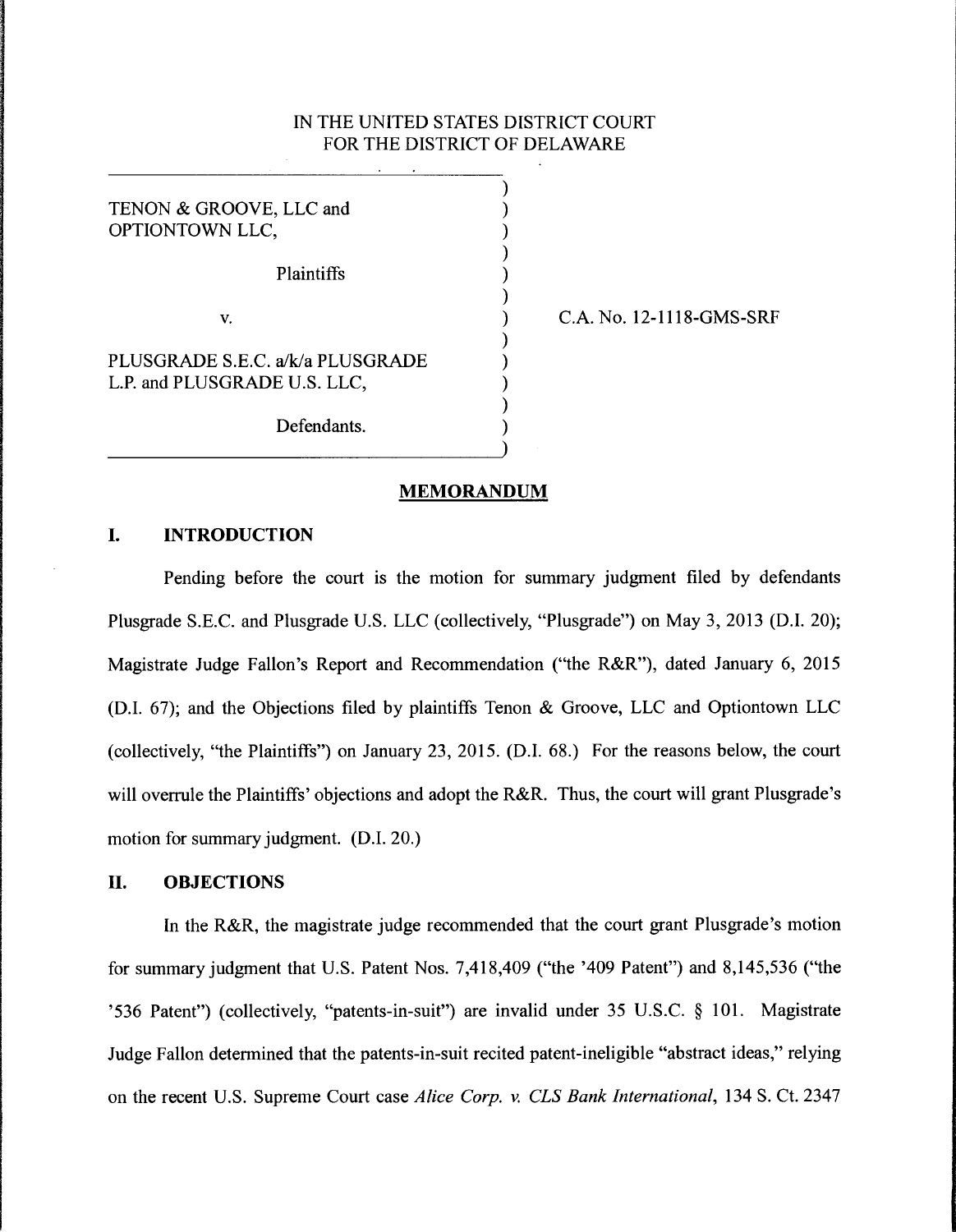IN THE UNITED STATES DISTRICT COURT
FOR THE DISTRICT OF DELAWARE

TENON & GROOVE, LLC and OPTIONTOWN LLC,

Plaintiffs

v.

PLUSGRADE S.E.C. a/k/a PLUSGRADE L.P. and PLUSGRADE U.S. LLC,

Defendants.

C.A. No. 12-1118-GMS-SRF

## MEMORANDUM

### I. INTRODUCTION

Pending before the court is the motion for summary judgment filed by defendants Plusgrade S.E.C. and Plusgrade U.S. LLC (collectively, "Plusgrade") on May 3, 2013 (D.I. 20); Magistrate Judge Fallon's Report and Recommendation ("the R&R"), dated January 6, 2015 (D.I. 67); and the Objections filed by plaintiffs Tenon & Groove, LLC and Optiontown LLC (collectively, "the Plaintiffs") on January 23, 2015. (D.I. 68.) For the reasons below, the court will overrule the Plaintiffs' objections and adopt the R&R. Thus, the court will grant Plusgrade's motion for summary judgment. (D.I. 20.)

### II. OBJECTIONS

In the R&R, the magistrate judge recommended that the court grant Plusgrade's motion for summary judgment that U.S. Patent Nos. 7,418,409 ("the '409 Patent") and 8,145,536 ("the '536 Patent") (collectively, "patents-in-suit") are invalid under 35 U.S.C. § 101. Magistrate Judge Fallon determined that the patents-in-suit recited patent-ineligible "abstract ideas," relying on the recent U.S. Supreme Court case *Alice Corp. v. CLS Bank International*, 134 S. Ct. 2347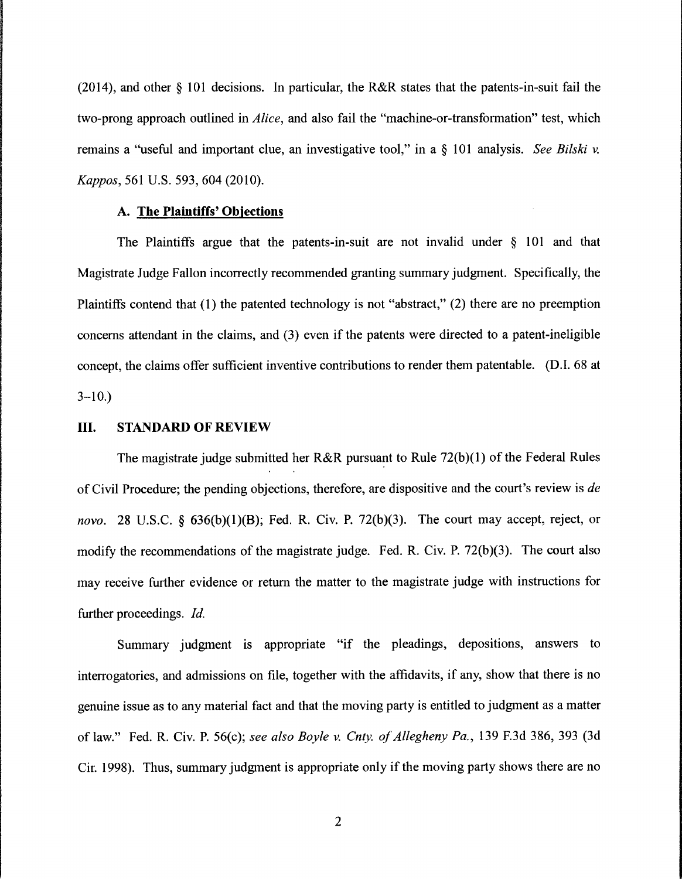(2014), and other § 101 decisions. In particular, the R&R states that the patents-in-suit fail the two-prong approach outlined in *Alice*, and also fail the "machine-or-transformation" test, which remains a "useful and important clue, an investigative tool," in a § 101 analysis. *See Bilski v. Kappos*, 561 U.S. 593, 604 (2010).

### A. The Plaintiffs' Objections

The Plaintiffs argue that the patents-in-suit are not invalid under § 101 and that Magistrate Judge Fallon incorrectly recommended granting summary judgment. Specifically, the Plaintiffs contend that (1) the patented technology is not "abstract," (2) there are no preemption concerns attendant in the claims, and (3) even if the patents were directed to a patent-ineligible concept, the claims offer sufficient inventive contributions to render them patentable. (D.I. 68 at 3–10.)

## III. STANDARD OF REVIEW

The magistrate judge submitted her R&R pursuant to Rule 72(b)(1) of the Federal Rules of Civil Procedure; the pending objections, therefore, are dispositive and the court's review is *de novo*. 28 U.S.C. § 636(b)(1)(B); Fed. R. Civ. P. 72(b)(3). The court may accept, reject, or modify the recommendations of the magistrate judge. Fed. R. Civ. P. 72(b)(3). The court also may receive further evidence or return the matter to the magistrate judge with instructions for further proceedings. *Id.*

Summary judgment is appropriate "if the pleadings, depositions, answers to interrogatories, and admissions on file, together with the affidavits, if any, show that there is no genuine issue as to any material fact and that the moving party is entitled to judgment as a matter of law." Fed. R. Civ. P. 56(c); *see also Boyle v. Cnty. of Allegheny Pa.*, 139 F.3d 386, 393 (3d Cir. 1998). Thus, summary judgment is appropriate only if the moving party shows there are no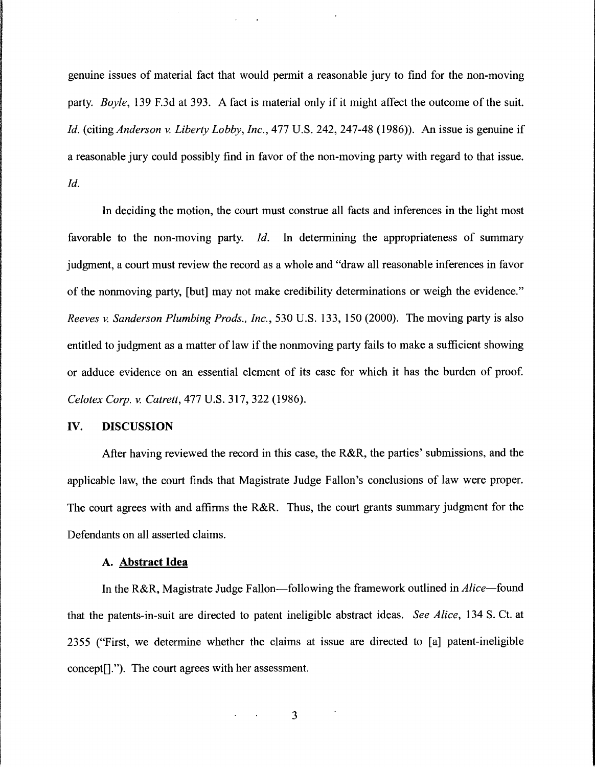genuine issues of material fact that would permit a reasonable jury to find for the non-moving party. *Boyle*, 139 F.3d at 393. A fact is material only if it might affect the outcome of the suit. *Id.* (citing *Anderson v. Liberty Lobby, Inc.*, 477 U.S. 242, 247-48 (1986)). An issue is genuine if a reasonable jury could possibly find in favor of the non-moving party with regard to that issue. *Id.*

In deciding the motion, the court must construe all facts and inferences in the light most favorable to the non-moving party. *Id.* In determining the appropriateness of summary judgment, a court must review the record as a whole and "draw all reasonable inferences in favor of the nonmoving party, [but] may not make credibility determinations or weigh the evidence." *Reeves v. Sanderson Plumbing Prods., Inc.*, 530 U.S. 133, 150 (2000). The moving party is also entitled to judgment as a matter of law if the nonmoving party fails to make a sufficient showing or adduce evidence on an essential element of its case for which it has the burden of proof. *Celotex Corp. v. Catrett*, 477 U.S. 317, 322 (1986).

## IV. DISCUSSION

After having reviewed the record in this case, the R&R, the parties' submissions, and the applicable law, the court finds that Magistrate Judge Fallon's conclusions of law were proper. The court agrees with and affirms the R&R. Thus, the court grants summary judgment for the Defendants on all asserted claims.

### A. Abstract Idea

In the R&R, Magistrate Judge Fallon—following the framework outlined in *Alice*—found that the patents-in-suit are directed to patent ineligible abstract ideas. *See Alice*, 134 S. Ct. at 2355 ("First, we determine whether the claims at issue are directed to [a] patent-ineligible concept[]."). The court agrees with her assessment.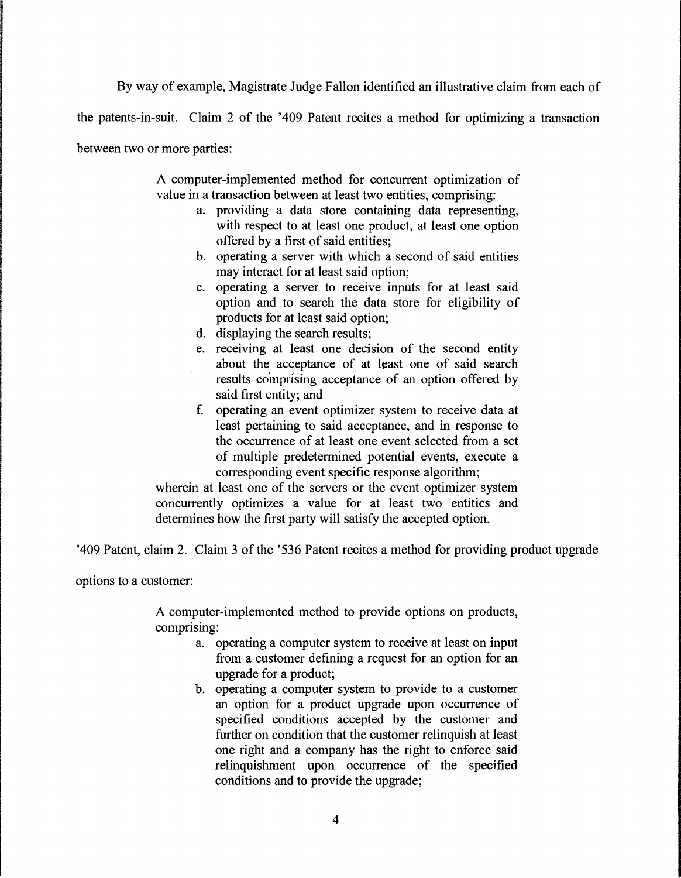By way of example, Magistrate Judge Fallon identified an illustrative claim from each of the patents-in-suit. Claim 2 of the '409 Patent recites a method for optimizing a transaction between two or more parties:

> A computer-implemented method for concurrent optimization of value in a transaction between at least two entities, comprising:
>
> a. providing a data store containing data representing, with respect to at least one product, at least one option offered by a first of said entities;
> b. operating a server with which a second of said entities may interact for at least said option;
> c. operating a server to receive inputs for at least said option and to search the data store for eligibility of products for at least said option;
> d. displaying the search results;
> e. receiving at least one decision of the second entity about the acceptance of at least one of said search results comprising acceptance of an option offered by said first entity; and
> f. operating an event optimizer system to receive data at least pertaining to said acceptance, and in response to the occurrence of at least one event selected from a set of multiple predetermined potential events, execute a corresponding event specific response algorithm;
>
> wherein at least one of the servers or the event optimizer system concurrently optimizes a value for at least two entities and determines how the first party will satisfy the accepted option.

'409 Patent, claim 2. Claim 3 of the '536 Patent recites a method for providing product upgrade options to a customer:

> A computer-implemented method to provide options on products, comprising:
>
> a. operating a computer system to receive at least on input from a customer defining a request for an option for an upgrade for a product;
> b. operating a computer system to provide to a customer an option for a product upgrade upon occurrence of specified conditions accepted by the customer and further on condition that the customer relinquish at least one right and a company has the right to enforce said relinquishment upon occurrence of the specified conditions and to provide the upgrade;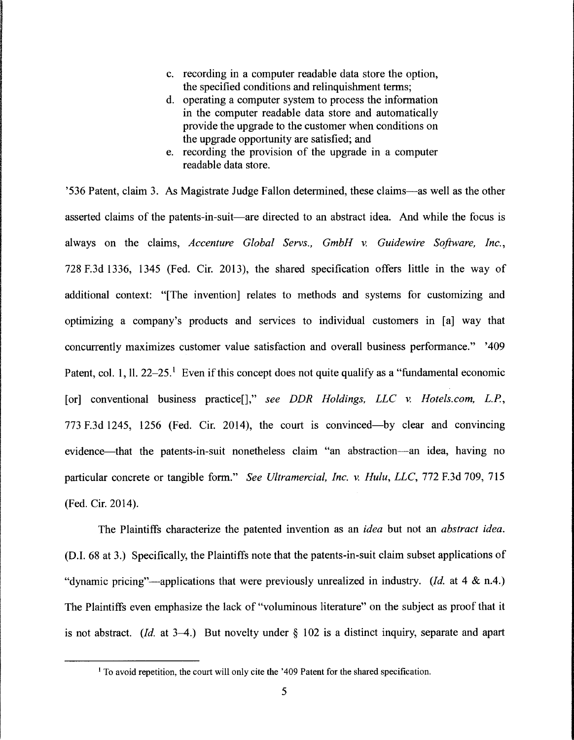c. recording in a computer readable data store the option, the specified conditions and relinquishment terms;
d. operating a computer system to process the information in the computer readable data store and automatically provide the upgrade to the customer when conditions on the upgrade opportunity are satisfied; and
e. recording the provision of the upgrade in a computer readable data store.

'536 Patent, claim 3. As Magistrate Judge Fallon determined, these claims—as well as the other asserted claims of the patents-in-suit—are directed to an abstract idea. And while the focus is always on the claims, *Accenture Global Servs., GmbH v. Guidewire Software, Inc.*, 728 F.3d 1336, 1345 (Fed. Cir. 2013), the shared specification offers little in the way of additional context: "[The invention] relates to methods and systems for customizing and optimizing a company's products and services to individual customers in [a] way that concurrently maximizes customer value satisfaction and overall business performance." '409 Patent, col. 1, ll. 22–25.[1] Even if this concept does not quite qualify as a "fundamental economic [or] conventional business practice[]," *see DDR Holdings, LLC v. Hotels.com, L.P.*, 773 F.3d 1245, 1256 (Fed. Cir. 2014), the court is convinced—by clear and convincing evidence—that the patents-in-suit nonetheless claim "an abstraction—an idea, having no particular concrete or tangible form." *See Ultramercial, Inc. v. Hulu, LLC*, 772 F.3d 709, 715 (Fed. Cir. 2014).

The Plaintiffs characterize the patented invention as an *idea* but not an *abstract idea*. (D.I. 68 at 3.) Specifically, the Plaintiffs note that the patents-in-suit claim subset applications of "dynamic pricing"—applications that were previously unrealized in industry. (*Id.* at 4 & n.4.) The Plaintiffs even emphasize the lack of "voluminous literature" on the subject as proof that it is not abstract. (*Id.* at 3–4.) But novelty under § 102 is a distinct inquiry, separate and apart

[1] To avoid repetition, the court will only cite the '409 Patent for the shared specification.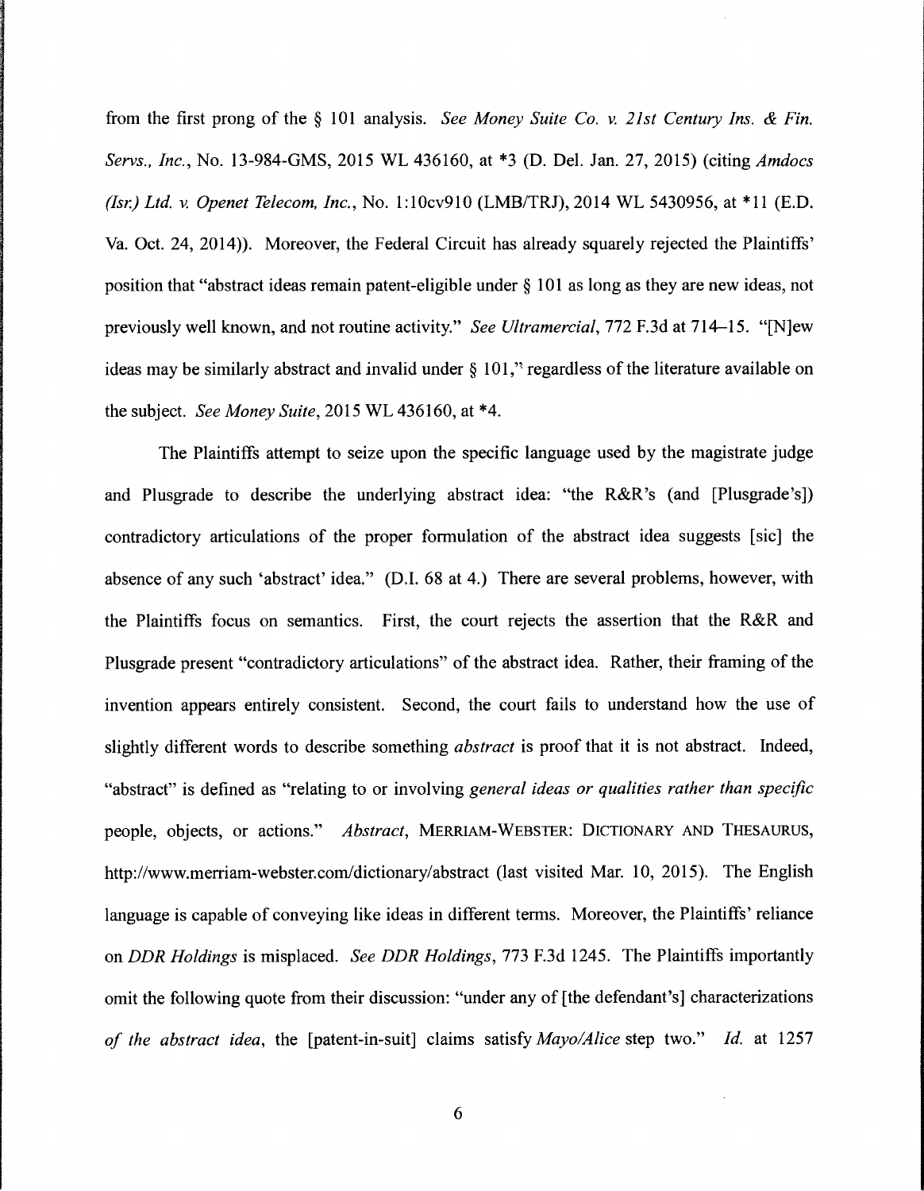from the first prong of the § 101 analysis. *See Money Suite Co. v. 21st Century Ins. & Fin. Servs., Inc.*, No. 13-984-GMS, 2015 WL 436160, at *3 (D. Del. Jan. 27, 2015) (citing *Amdocs (Isr.) Ltd. v. Openet Telecom, Inc.*, No. 1:10cv910 (LMB/TRJ), 2014 WL 5430956, at *11 (E.D. Va. Oct. 24, 2014)). Moreover, the Federal Circuit has already squarely rejected the Plaintiffs' position that "abstract ideas remain patent-eligible under § 101 as long as they are new ideas, not previously well known, and not routine activity." *See Ultramercial*, 772 F.3d at 714–15. "[N]ew ideas may be similarly abstract and invalid under § 101," regardless of the literature available on the subject. *See Money Suite*, 2015 WL 436160, at *4.

The Plaintiffs attempt to seize upon the specific language used by the magistrate judge and Plusgrade to describe the underlying abstract idea: "the R&R's (and [Plusgrade's]) contradictory articulations of the proper formulation of the abstract idea suggests [sic] the absence of any such 'abstract' idea." (D.I. 68 at 4.) There are several problems, however, with the Plaintiffs focus on semantics. First, the court rejects the assertion that the R&R and Plusgrade present "contradictory articulations" of the abstract idea. Rather, their framing of the invention appears entirely consistent. Second, the court fails to understand how the use of slightly different words to describe something *abstract* is proof that it is not abstract. Indeed, "abstract" is defined as "relating to or involving *general ideas or qualities rather than specific* people, objects, or actions." *Abstract*, MERRIAM-WEBSTER: DICTIONARY AND THESAURUS, http://www.merriam-webster.com/dictionary/abstract (last visited Mar. 10, 2015). The English language is capable of conveying like ideas in different terms. Moreover, the Plaintiffs' reliance on *DDR Holdings* is misplaced. *See DDR Holdings*, 773 F.3d 1245. The Plaintiffs importantly omit the following quote from their discussion: "under any of [the defendant's] characterizations *of the abstract idea*, the [patent-in-suit] claims satisfy *Mayo/Alice* step two." *Id.* at 1257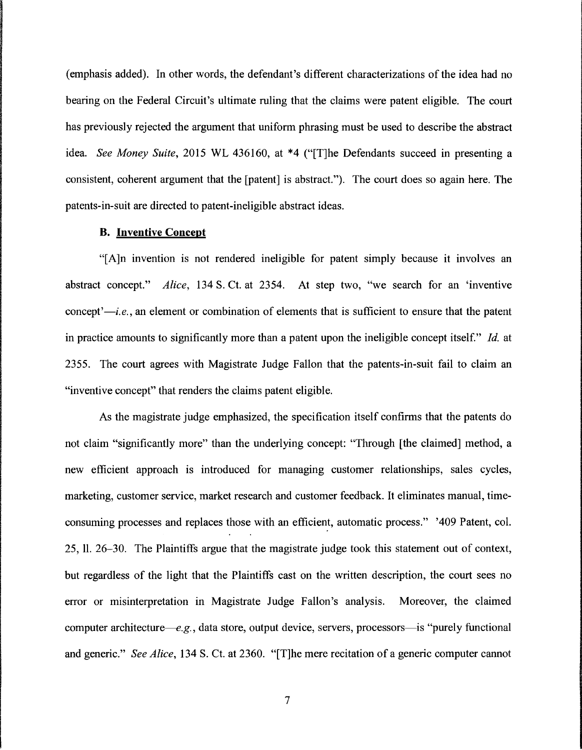(emphasis added). In other words, the defendant's different characterizations of the idea had no bearing on the Federal Circuit's ultimate ruling that the claims were patent eligible. The court has previously rejected the argument that uniform phrasing must be used to describe the abstract idea. *See Money Suite*, 2015 WL 436160, at *4 ("[T]he Defendants succeed in presenting a consistent, coherent argument that the [patent] is abstract."). The court does so again here. The patents-in-suit are directed to patent-ineligible abstract ideas.

### B. Inventive Concept

"[A]n invention is not rendered ineligible for patent simply because it involves an abstract concept." *Alice*, 134 S. Ct. at 2354. At step two, "we search for an 'inventive concept'—*i.e.*, an element or combination of elements that is sufficient to ensure that the patent in practice amounts to significantly more than a patent upon the ineligible concept itself." *Id.* at 2355. The court agrees with Magistrate Judge Fallon that the patents-in-suit fail to claim an "inventive concept" that renders the claims patent eligible.

As the magistrate judge emphasized, the specification itself confirms that the patents do not claim "significantly more" than the underlying concept: "Through [the claimed] method, a new efficient approach is introduced for managing customer relationships, sales cycles, marketing, customer service, market research and customer feedback. It eliminates manual, time-consuming processes and replaces those with an efficient, automatic process." '409 Patent, col. 25, ll. 26–30. The Plaintiffs argue that the magistrate judge took this statement out of context, but regardless of the light that the Plaintiffs cast on the written description, the court sees no error or misinterpretation in Magistrate Judge Fallon's analysis. Moreover, the claimed computer architecture—*e.g.*, data store, output device, servers, processors—is "purely functional and generic." *See Alice*, 134 S. Ct. at 2360. "[T]he mere recitation of a generic computer cannot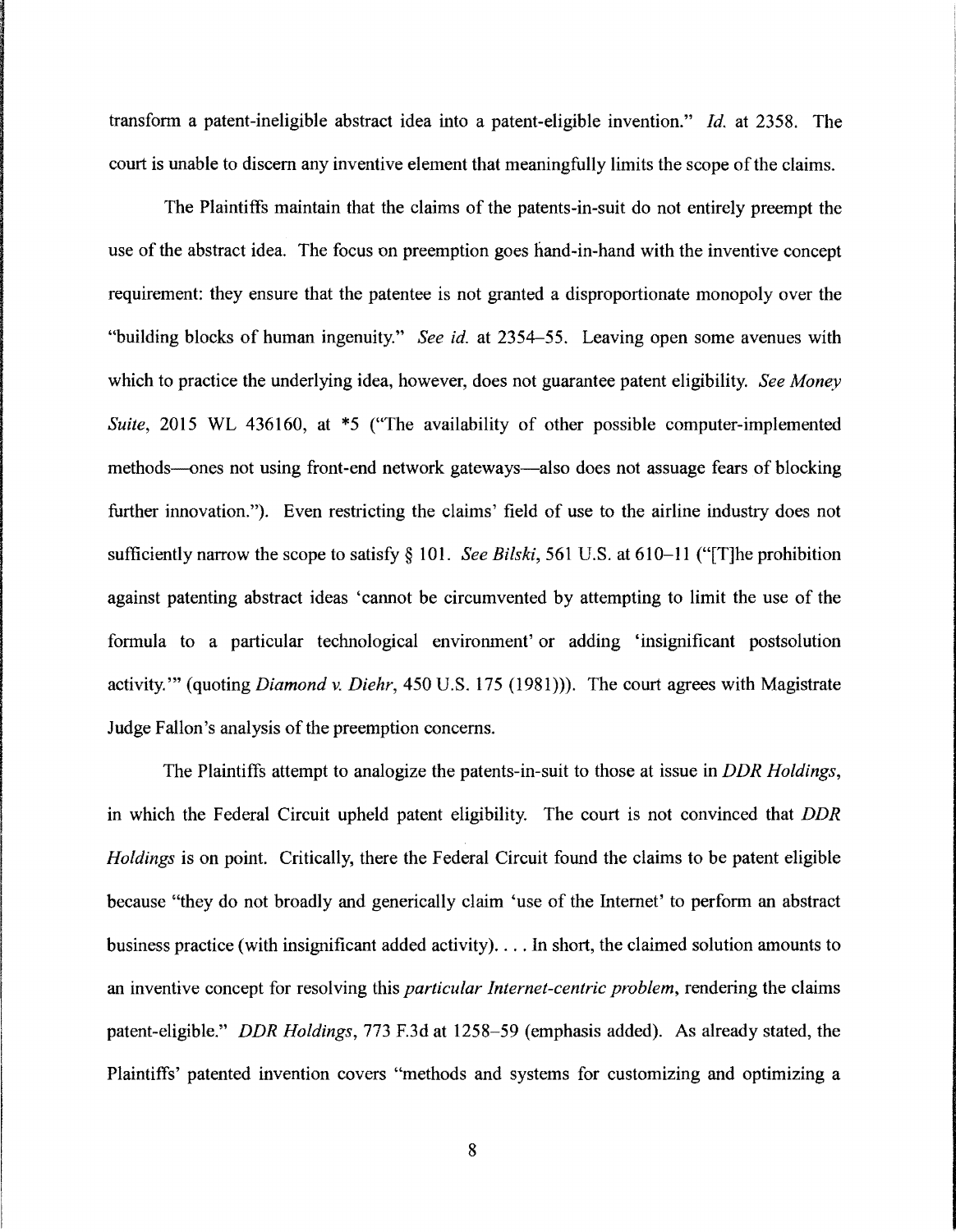transform a patent-ineligible abstract idea into a patent-eligible invention." *Id.* at 2358. The court is unable to discern any inventive element that meaningfully limits the scope of the claims.

The Plaintiffs maintain that the claims of the patents-in-suit do not entirely preempt the use of the abstract idea. The focus on preemption goes hand-in-hand with the inventive concept requirement: they ensure that the patentee is not granted a disproportionate monopoly over the "building blocks of human ingenuity." *See id.* at 2354–55. Leaving open some avenues with which to practice the underlying idea, however, does not guarantee patent eligibility. *See Money Suite*, 2015 WL 436160, at *5 ("The availability of other possible computer-implemented methods—ones not using front-end network gateways—also does not assuage fears of blocking further innovation."). Even restricting the claims' field of use to the airline industry does not sufficiently narrow the scope to satisfy § 101. *See Bilski*, 561 U.S. at 610–11 ("[T]he prohibition against patenting abstract ideas 'cannot be circumvented by attempting to limit the use of the formula to a particular technological environment' or adding 'insignificant postsolution activity.'" (quoting *Diamond v. Diehr*, 450 U.S. 175 (1981))). The court agrees with Magistrate Judge Fallon's analysis of the preemption concerns.

The Plaintiffs attempt to analogize the patents-in-suit to those at issue in *DDR Holdings*, in which the Federal Circuit upheld patent eligibility. The court is not convinced that *DDR Holdings* is on point. Critically, there the Federal Circuit found the claims to be patent eligible because "they do not broadly and generically claim 'use of the Internet' to perform an abstract business practice (with insignificant added activity). . . . In short, the claimed solution amounts to an inventive concept for resolving this *particular Internet-centric problem*, rendering the claims patent-eligible." *DDR Holdings*, 773 F.3d at 1258–59 (emphasis added). As already stated, the Plaintiffs' patented invention covers "methods and systems for customizing and optimizing a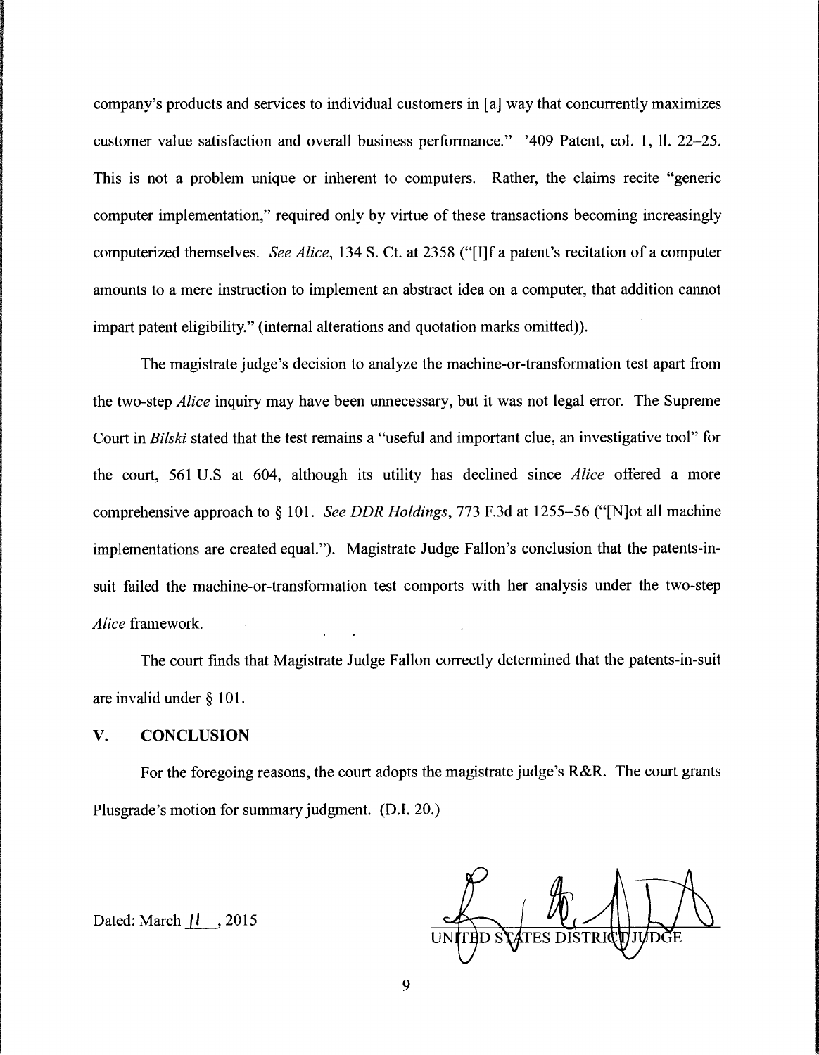company's products and services to individual customers in [a] way that concurrently maximizes customer value satisfaction and overall business performance." '409 Patent, col. 1, ll. 22–25. This is not a problem unique or inherent to computers. Rather, the claims recite "generic computer implementation," required only by virtue of these transactions becoming increasingly computerized themselves. *See Alice*, 134 S. Ct. at 2358 ("[I]f a patent's recitation of a computer amounts to a mere instruction to implement an abstract idea on a computer, that addition cannot impart patent eligibility." (internal alterations and quotation marks omitted)).

The magistrate judge's decision to analyze the machine-or-transformation test apart from the two-step *Alice* inquiry may have been unnecessary, but it was not legal error. The Supreme Court in *Bilski* stated that the test remains a "useful and important clue, an investigative tool" for the court, 561 U.S at 604, although its utility has declined since *Alice* offered a more comprehensive approach to § 101. *See DDR Holdings*, 773 F.3d at 1255–56 ("[N]ot all machine implementations are created equal."). Magistrate Judge Fallon's conclusion that the patents-in-suit failed the machine-or-transformation test comports with her analysis under the two-step *Alice* framework.

The court finds that Magistrate Judge Fallon correctly determined that the patents-in-suit are invalid under § 101.

## V. CONCLUSION

For the foregoing reasons, the court adopts the magistrate judge's R&R. The court grants Plusgrade's motion for summary judgment. (D.I. 20.)

Dated: March 11, 2015

UNITED STATES DISTRICT JUDGE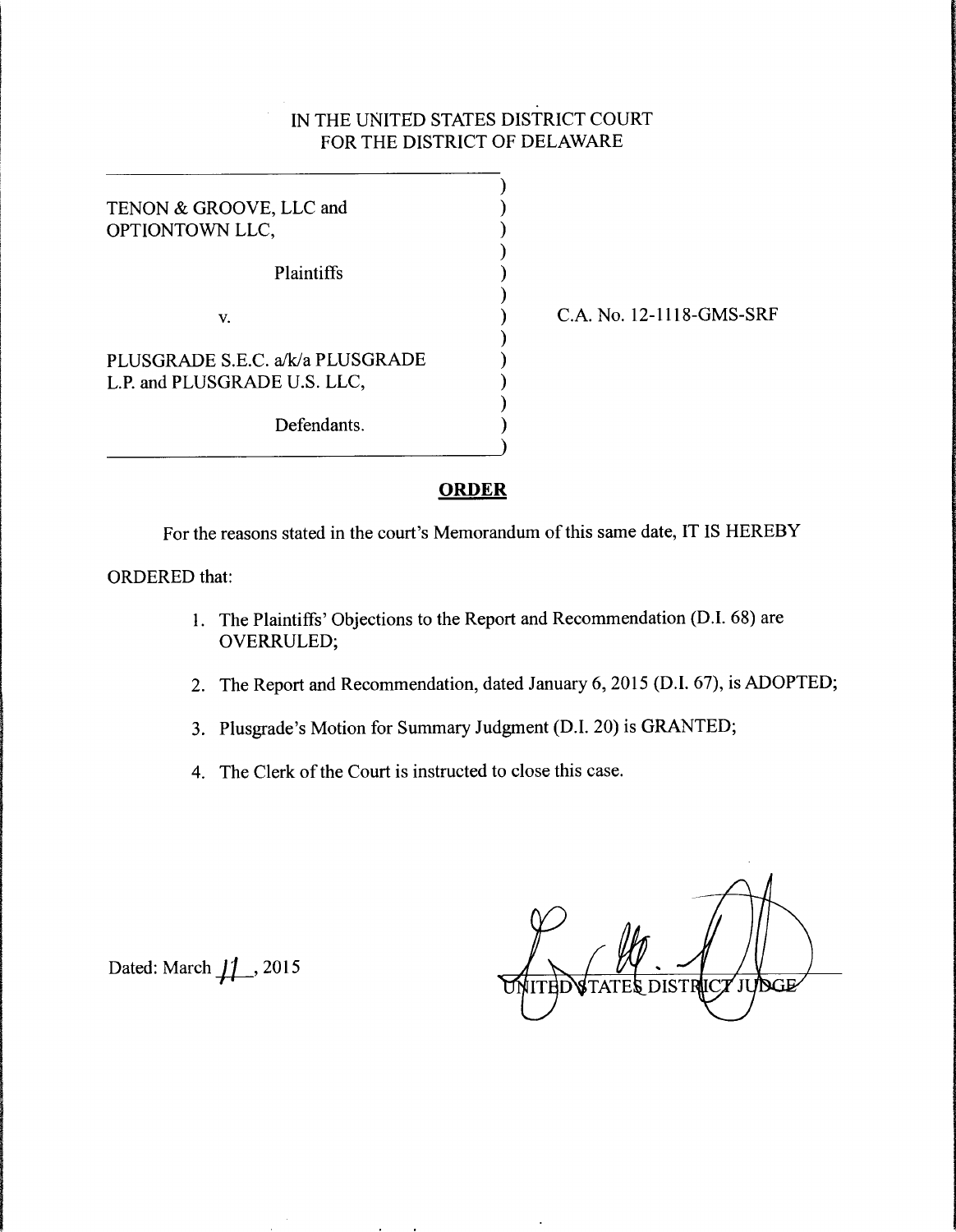IN THE UNITED STATES DISTRICT COURT
FOR THE DISTRICT OF DELAWARE

| | |
|---|---|
| TENON & GROOVE, LLC and OPTIONTOWN LLC,<br><br>Plaintiffs<br><br>v.<br><br>PLUSGRADE S.E.C. a/k/a PLUSGRADE L.P. and PLUSGRADE U.S. LLC,<br><br>Defendants. | C.A. No. 12-1118-GMS-SRF |

## ORDER

For the reasons stated in the court's Memorandum of this same date, IT IS HEREBY ORDERED that:

1. The Plaintiffs' Objections to the Report and Recommendation (D.I. 68) are OVERRULED;
2. The Report and Recommendation, dated January 6, 2015 (D.I. 67), is ADOPTED;
3. Plusgrade's Motion for Summary Judgment (D.I. 20) is GRANTED;
4. The Clerk of the Court is instructed to close this case.

Dated: March 11, 2015

UNITED STATES DISTRICT JUDGE